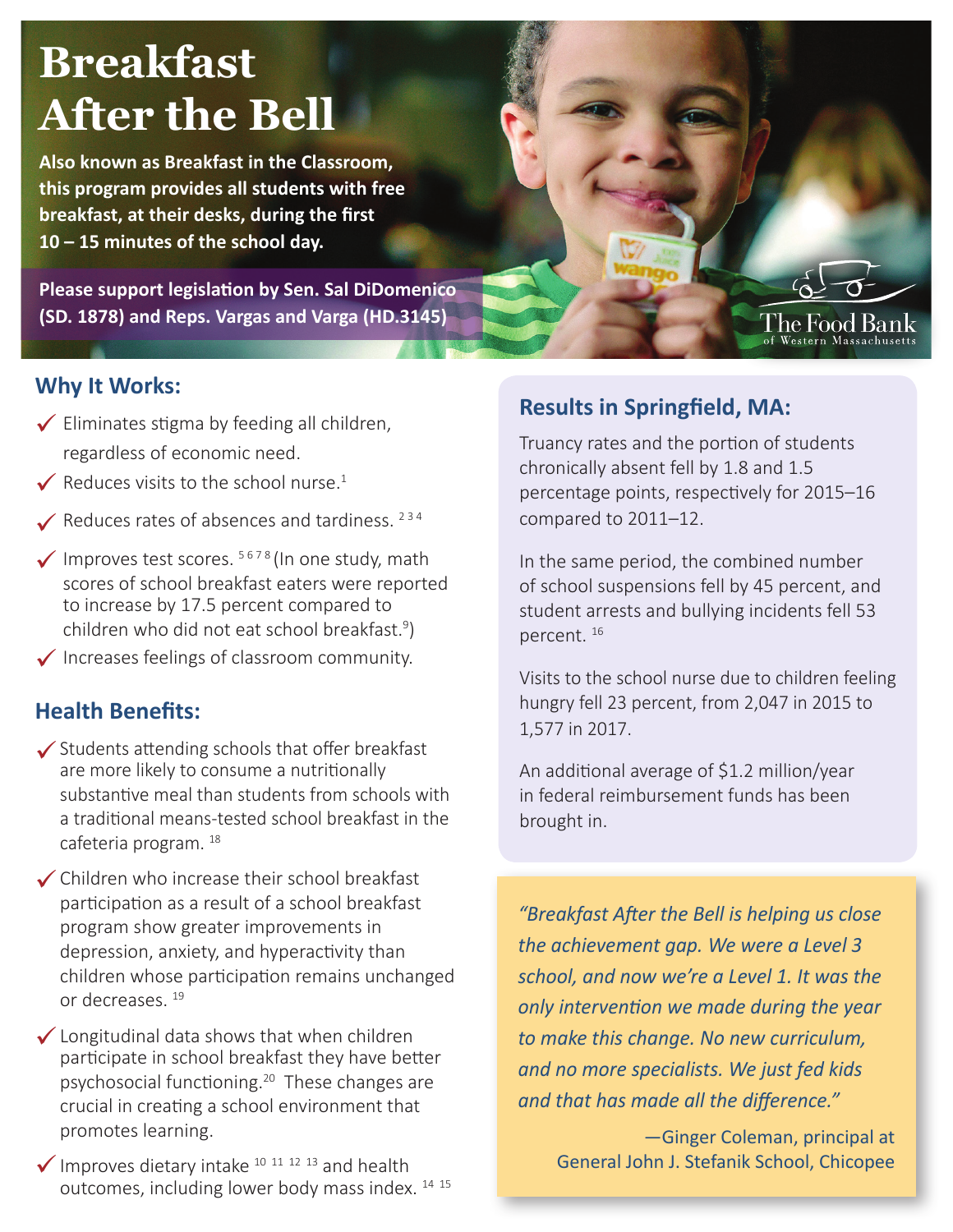# Breakfast After the Bell

**Also known as Breakfast in the Classroom, this program provides all students with free breakfast, at their desks, during the first 10 – 15 minutes of the school day.**

**Please support legislation by Sen. Sal DiDomenico (SD. 1878) and Reps. Vargas and Varga (HD.3145)**

The Food Bank of Western Massachusetts

## Why It Works:

- Eliminates stigma by feeding all children, regardless of economic need.
- Reduces visits to the school nurse.[1]
- Reduces rates of absences and tardiness.[2,3,4]
- Improves test scores.[5,6,7,8] (In one study, math scores of school breakfast eaters were reported to increase by 17.5 percent compared to children who did not eat school breakfast.[9])
- Increases feelings of classroom community.

## Health Benefits:

- Students attending schools that offer breakfast are more likely to consume a nutritionally substantive meal than students from schools with a traditional means-tested school breakfast in the cafeteria program.[18]
- Children who increase their school breakfast participation as a result of a school breakfast program show greater improvements in depression, anxiety, and hyperactivity than children whose participation remains unchanged or decreases.[19]
- Longitudinal data shows that when children participate in school breakfast they have better psychosocial functioning.[20] These changes are crucial in creating a school environment that promotes learning.
- Improves dietary intake[10,11,12,13] and health outcomes, including lower body mass index.[14,15]

## Results in Springfield, MA:

Truancy rates and the portion of students chronically absent fell by 1.8 and 1.5 percentage points, respectively for 2015–16 compared to 2011–12.

In the same period, the combined number of school suspensions fell by 45 percent, and student arrests and bullying incidents fell 53 percent.[16]

Visits to the school nurse due to children feeling hungry fell 23 percent, from 2,047 in 2015 to 1,577 in 2017.

An additional average of $1.2 million/year in federal reimbursement funds has been brought in.

*"Breakfast After the Bell is helping us close the achievement gap. We were a Level 3 school, and now we're a Level 1. It was the only intervention we made during the year to make this change. No new curriculum, and no more specialists. We just fed kids and that has made all the difference."*

—Ginger Coleman, principal at General John J. Stefanik School, Chicopee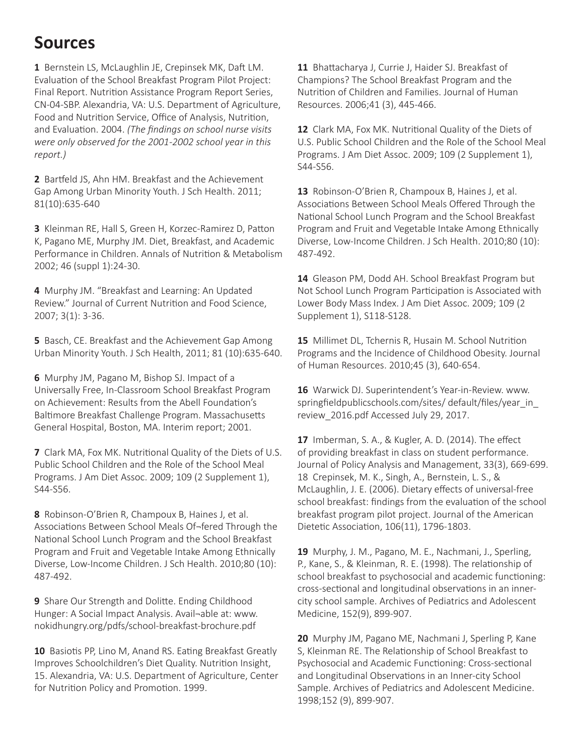# Sources

**1** Bernstein LS, McLaughlin JE, Crepinsek MK, Daft LM. Evaluation of the School Breakfast Program Pilot Project: Final Report. Nutrition Assistance Program Report Series, CN-04-SBP. Alexandria, VA: U.S. Department of Agriculture, Food and Nutrition Service, Office of Analysis, Nutrition, and Evaluation. 2004. *(The findings on school nurse visits were only observed for the 2001-2002 school year in this report.)*

**2** Bartfeld JS, Ahn HM. Breakfast and the Achievement Gap Among Urban Minority Youth. J Sch Health. 2011; 81(10):635-640

**3** Kleinman RE, Hall S, Green H, Korzec-Ramirez D, Patton K, Pagano ME, Murphy JM. Diet, Breakfast, and Academic Performance in Children. Annals of Nutrition & Metabolism 2002; 46 (suppl 1):24-30.

**4** Murphy JM. "Breakfast and Learning: An Updated Review." Journal of Current Nutrition and Food Science, 2007; 3(1): 3-36.

**5** Basch, CE. Breakfast and the Achievement Gap Among Urban Minority Youth. J Sch Health, 2011; 81 (10):635-640.

**6** Murphy JM, Pagano M, Bishop SJ. Impact of a Universally Free, In-Classroom School Breakfast Program on Achievement: Results from the Abell Foundation's Baltimore Breakfast Challenge Program. Massachusetts General Hospital, Boston, MA. Interim report; 2001.

**7** Clark MA, Fox MK. Nutritional Quality of the Diets of U.S. Public School Children and the Role of the School Meal Programs. J Am Diet Assoc. 2009; 109 (2 Supplement 1), S44-S56.

**8** Robinson-O'Brien R, Champoux B, Haines J, et al. Associations Between School Meals Of¬fered Through the National School Lunch Program and the School Breakfast Program and Fruit and Vegetable Intake Among Ethnically Diverse, Low-Income Children. J Sch Health. 2010;80 (10): 487-492.

**9** Share Our Strength and Dolitte. Ending Childhood Hunger: A Social Impact Analysis. Avail¬able at: www.nokidhungry.org/pdfs/school-breakfast-brochure.pdf

**10** Basiotis PP, Lino M, Anand RS. Eating Breakfast Greatly Improves Schoolchildren's Diet Quality. Nutrition Insight, 15. Alexandria, VA: U.S. Department of Agriculture, Center for Nutrition Policy and Promotion. 1999.

**11** Bhattacharya J, Currie J, Haider SJ. Breakfast of Champions? The School Breakfast Program and the Nutrition of Children and Families. Journal of Human Resources. 2006;41 (3), 445-466.

**12** Clark MA, Fox MK. Nutritional Quality of the Diets of U.S. Public School Children and the Role of the School Meal Programs. J Am Diet Assoc. 2009; 109 (2 Supplement 1), S44-S56.

**13** Robinson-O'Brien R, Champoux B, Haines J, et al. Associations Between School Meals Offered Through the National School Lunch Program and the School Breakfast Program and Fruit and Vegetable Intake Among Ethnically Diverse, Low-Income Children. J Sch Health. 2010;80 (10): 487-492.

**14** Gleason PM, Dodd AH. School Breakfast Program but Not School Lunch Program Participation is Associated with Lower Body Mass Index. J Am Diet Assoc. 2009; 109 (2 Supplement 1), S118-S128.

**15** Millimet DL, Tchernis R, Husain M. School Nutrition Programs and the Incidence of Childhood Obesity. Journal of Human Resources. 2010;45 (3), 640-654.

**16** Warwick DJ. Superintendent's Year-in-Review. www.springfieldpublicschools.com/sites/ default/files/year_in_review_2016.pdf Accessed July 29, 2017.

**17** Imberman, S. A., & Kugler, A. D. (2014). The effect of providing breakfast in class on student performance. Journal of Policy Analysis and Management, 33(3), 669-699.

18 Crepinsek, M. K., Singh, A., Bernstein, L. S., & McLaughlin, J. E. (2006). Dietary effects of universal-free school breakfast: findings from the evaluation of the school breakfast program pilot project. Journal of the American Dietetic Association, 106(11), 1796-1803.

**19** Murphy, J. M., Pagano, M. E., Nachmani, J., Sperling, P., Kane, S., & Kleinman, R. E. (1998). The relationship of school breakfast to psychosocial and academic functioning: cross-sectional and longitudinal observations in an inner-city school sample. Archives of Pediatrics and Adolescent Medicine, 152(9), 899-907.

**20** Murphy JM, Pagano ME, Nachmani J, Sperling P, Kane S, Kleinman RE. The Relationship of School Breakfast to Psychosocial and Academic Functioning: Cross-sectional and Longitudinal Observations in an Inner-city School Sample. Archives of Pediatrics and Adolescent Medicine. 1998;152 (9), 899-907.